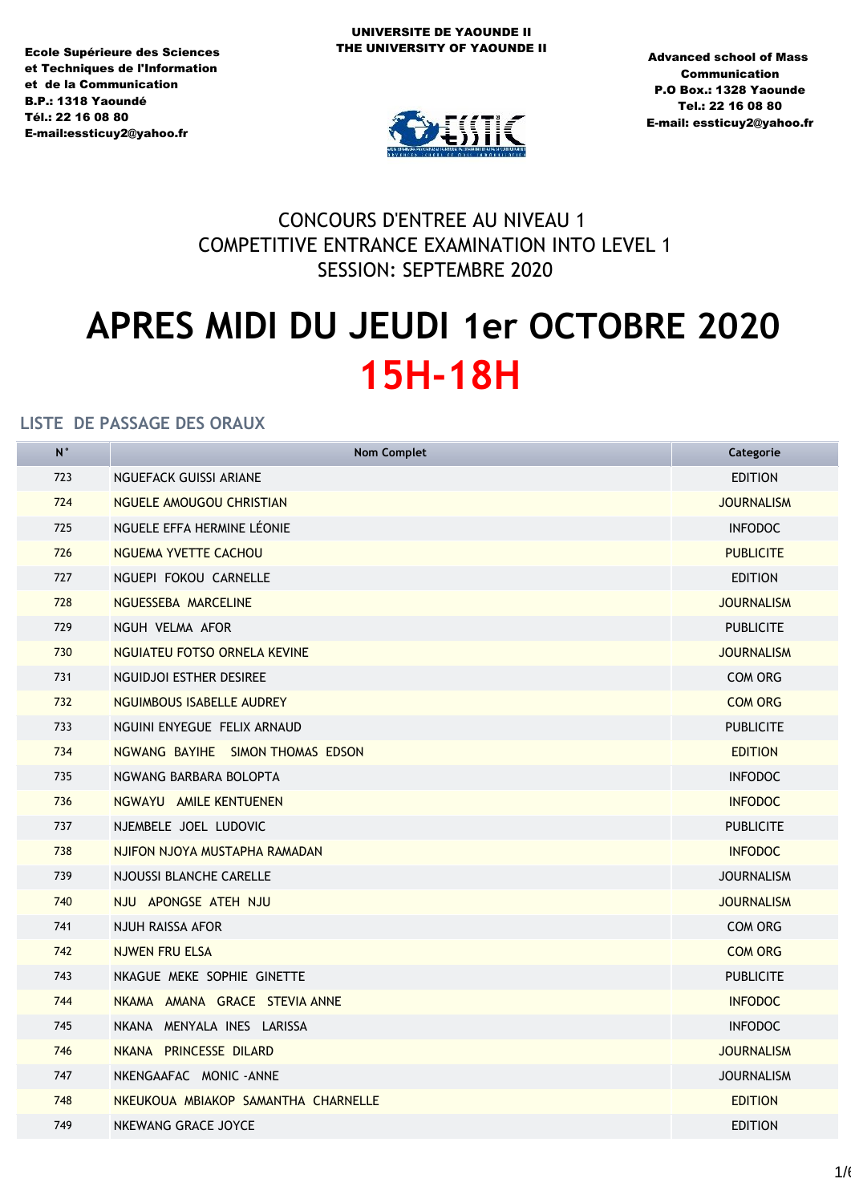Ecole Supérieure des Sciences et Techniques de l'Information et de la Communication
B.P.: 1318 Yaoundé
Tél.: 22 16 08 80
E-mail:essticuy2@yahoo.fr

UNIVERSITE DE YAOUNDE II
THE UNIVERSITY OF YAOUNDE II

Advanced school of Mass Communication
P.O Box.: 1328 Yaounde
Tel.: 22 16 08 80
E-mail: essticuy2@yahoo.fr

## CONCOURS D'ENTREE AU NIVEAU 1
## COMPETITIVE ENTRANCE EXAMINATION INTO LEVEL 1
## SESSION: SEPTEMBRE 2020

# APRES MIDI DU JEUDI 1er OCTOBRE 2020
# 15H-18H

### LISTE DE PASSAGE DES ORAUX

| N° | Nom Complet | Categorie |
|---|---|---|
| 723 | NGUEFACK GUISSI ARIANE | EDITION |
| 724 | NGUELE AMOUGOU CHRISTIAN | JOURNALISM |
| 725 | NGUELE EFFA HERMINE LÉONIE | INFODOC |
| 726 | NGUEMA YVETTE CACHOU | PUBLICITE |
| 727 | NGUEPI FOKOU CARNELLE | EDITION |
| 728 | NGUESSEBA MARCELINE | JOURNALISM |
| 729 | NGUH VELMA AFOR | PUBLICITE |
| 730 | NGUIATEU FOTSO ORNELA KEVINE | JOURNALISM |
| 731 | NGUIDJOI ESTHER DESIREE | COM ORG |
| 732 | NGUIMBOUS ISABELLE AUDREY | COM ORG |
| 733 | NGUINI ENYEGUE FELIX ARNAUD | PUBLICITE |
| 734 | NGWANG BAYIHE SIMON THOMAS EDSON | EDITION |
| 735 | NGWANG BARBARA BOLOPTA | INFODOC |
| 736 | NGWAYU AMILE KENTUENEN | INFODOC |
| 737 | NJEMBELE JOEL LUDOVIC | PUBLICITE |
| 738 | NJIFON NJOYA MUSTAPHA RAMADAN | INFODOC |
| 739 | NJOUSSI BLANCHE CARELLE | JOURNALISM |
| 740 | NJU APONGSE ATEH NJU | JOURNALISM |
| 741 | NJUH RAISSA AFOR | COM ORG |
| 742 | NJWEN FRU ELSA | COM ORG |
| 743 | NKAGUE MEKE SOPHIE GINETTE | PUBLICITE |
| 744 | NKAMA AMANA GRACE STEVIA ANNE | INFODOC |
| 745 | NKANA MENYALA INES LARISSA | INFODOC |
| 746 | NKANA PRINCESSE DILARD | JOURNALISM |
| 747 | NKENGAAFAC MONIC -ANNE | JOURNALISM |
| 748 | NKEUKOUA MBIAKOP SAMANTHA CHARNELLE | EDITION |
| 749 | NKEWANG GRACE JOYCE | EDITION |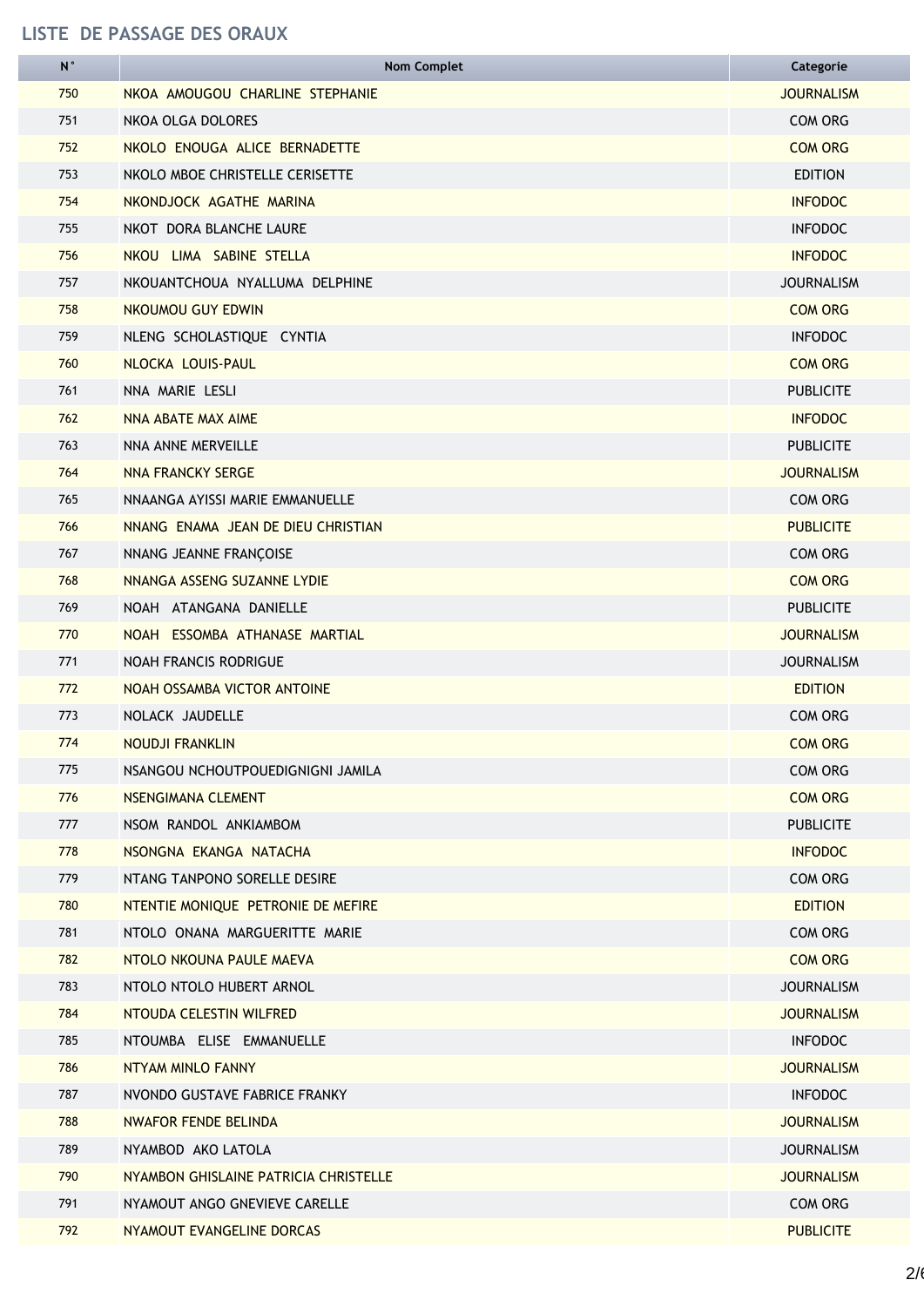## LISTE DE PASSAGE DES ORAUX

| N° | Nom Complet | Categorie |
|---|---|---|
| 750 | NKOA AMOUGOU CHARLINE STEPHANIE | JOURNALISM |
| 751 | NKOA OLGA DOLORES | COM ORG |
| 752 | NKOLO ENOUGA ALICE BERNADETTE | COM ORG |
| 753 | NKOLO MBOE CHRISTELLE CERISETTE | EDITION |
| 754 | NKONDJOCK AGATHE MARINA | INFODOC |
| 755 | NKOT DORA BLANCHE LAURE | INFODOC |
| 756 | NKOU LIMA SABINE STELLA | INFODOC |
| 757 | NKOUANTCHOUA NYALLUMA DELPHINE | JOURNALISM |
| 758 | NKOUMOU GUY EDWIN | COM ORG |
| 759 | NLENG SCHOLASTIQUE CYNTIA | INFODOC |
| 760 | NLOCKA LOUIS-PAUL | COM ORG |
| 761 | NNA MARIE LESLI | PUBLICITE |
| 762 | NNA ABATE MAX AIME | INFODOC |
| 763 | NNA ANNE MERVEILLE | PUBLICITE |
| 764 | NNA FRANCKY SERGE | JOURNALISM |
| 765 | NNAANGA AYISSI MARIE EMMANUELLE | COM ORG |
| 766 | NNANG ENAMA JEAN DE DIEU CHRISTIAN | PUBLICITE |
| 767 | NNANG JEANNE FRANÇOISE | COM ORG |
| 768 | NNANGA ASSENG SUZANNE LYDIE | COM ORG |
| 769 | NOAH ATANGANA DANIELLE | PUBLICITE |
| 770 | NOAH ESSOMBA ATHANASE MARTIAL | JOURNALISM |
| 771 | NOAH FRANCIS RODRIGUE | JOURNALISM |
| 772 | NOAH OSSAMBA VICTOR ANTOINE | EDITION |
| 773 | NOLACK JAUDELLE | COM ORG |
| 774 | NOUDJI FRANKLIN | COM ORG |
| 775 | NSANGOU NCHOUTPOUEDIGNIGNI JAMILA | COM ORG |
| 776 | NSENGIMANA CLEMENT | COM ORG |
| 777 | NSOM RANDOL ANKIAMBOM | PUBLICITE |
| 778 | NSONGNA EKANGA NATACHA | INFODOC |
| 779 | NTANG TANPONO SORELLE DESIRE | COM ORG |
| 780 | NTENTIE MONIQUE PETRONIE DE MEFIRE | EDITION |
| 781 | NTOLO ONANA MARGUERITTE MARIE | COM ORG |
| 782 | NTOLO NKOUNA PAULE MAEVA | COM ORG |
| 783 | NTOLO NTOLO HUBERT ARNOL | JOURNALISM |
| 784 | NTOUDA CELESTIN WILFRED | JOURNALISM |
| 785 | NTOUMBA ELISE EMMANUELLE | INFODOC |
| 786 | NTYAM MINLO FANNY | JOURNALISM |
| 787 | NVONDO GUSTAVE FABRICE FRANKY | INFODOC |
| 788 | NWAFOR FENDE BELINDA | JOURNALISM |
| 789 | NYAMBOD AKO LATOLA | JOURNALISM |
| 790 | NYAMBON GHISLAINE PATRICIA CHRISTELLE | JOURNALISM |
| 791 | NYAMOUT ANGO GNEVIEVE CARELLE | COM ORG |
| 792 | NYAMOUT EVANGELINE DORCAS | PUBLICITE |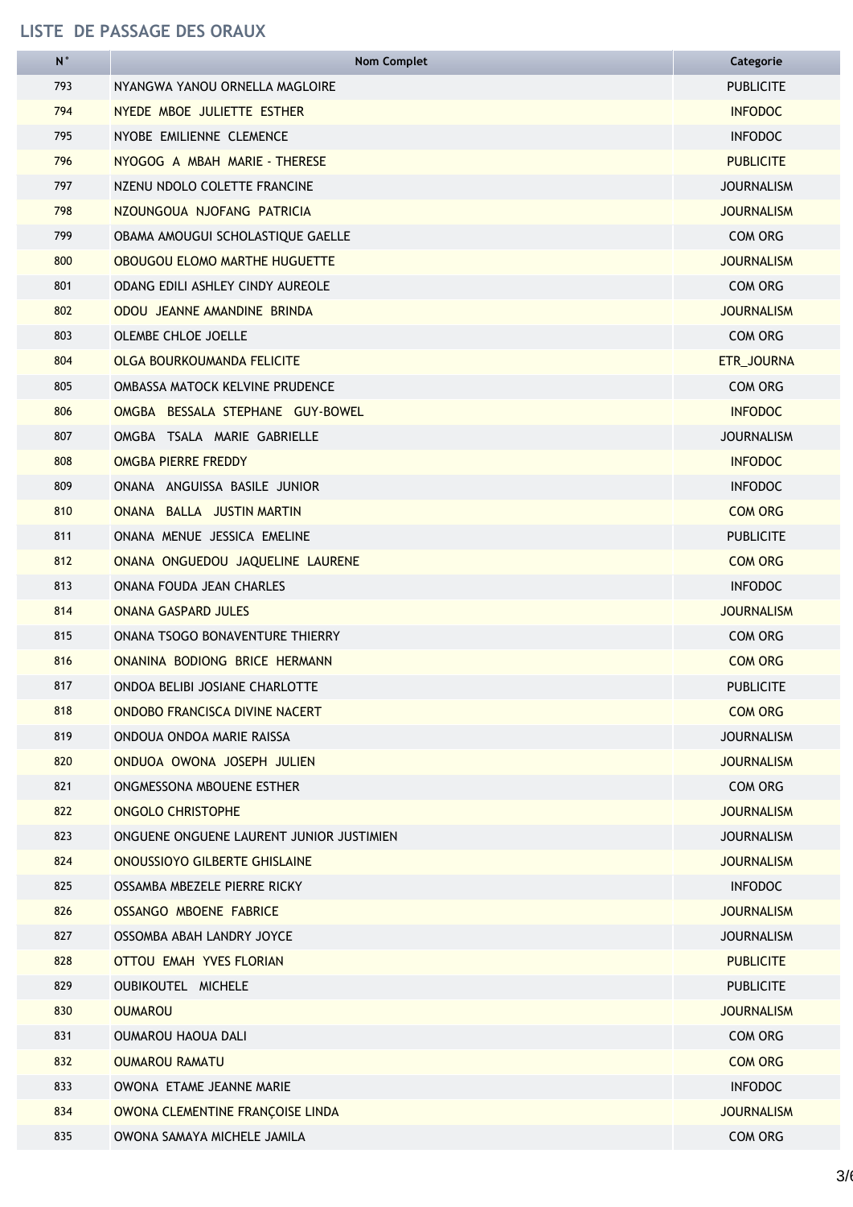## LISTE DE PASSAGE DES ORAUX

| N° | Nom Complet | Categorie |
|---|---|---|
| 793 | NYANGWA YANOU ORNELLA MAGLOIRE | PUBLICITE |
| 794 | NYEDE MBOE JULIETTE ESTHER | INFODOC |
| 795 | NYOBE EMILIENNE CLEMENCE | INFODOC |
| 796 | NYOGOG A MBAH MARIE - THERESE | PUBLICITE |
| 797 | NZENU NDOLO COLETTE FRANCINE | JOURNALISM |
| 798 | NZOUNGOUA NJOFANG PATRICIA | JOURNALISM |
| 799 | OBAMA AMOUGUI SCHOLASTIQUE GAELLE | COM ORG |
| 800 | OBOUGOU ELOMO MARTHE HUGUETTE | JOURNALISM |
| 801 | ODANG EDILI ASHLEY CINDY AUREOLE | COM ORG |
| 802 | ODOU JEANNE AMANDINE BRINDA | JOURNALISM |
| 803 | OLEMBE CHLOE JOELLE | COM ORG |
| 804 | OLGA BOURKOUMANDA FELICITE | ETR_JOURNA |
| 805 | OMBASSA MATOCK KELVINE PRUDENCE | COM ORG |
| 806 | OMGBA BESSALA STEPHANE GUY-BOWEL | INFODOC |
| 807 | OMGBA TSALA MARIE GABRIELLE | JOURNALISM |
| 808 | OMGBA PIERRE FREDDY | INFODOC |
| 809 | ONANA ANGUISSA BASILE JUNIOR | INFODOC |
| 810 | ONANA BALLA JUSTIN MARTIN | COM ORG |
| 811 | ONANA MENUE JESSICA EMELINE | PUBLICITE |
| 812 | ONANA ONGUEDOU JAQUELINE LAURENE | COM ORG |
| 813 | ONANA FOUDA JEAN CHARLES | INFODOC |
| 814 | ONANA GASPARD JULES | JOURNALISM |
| 815 | ONANA TSOGO BONAVENTURE THIERRY | COM ORG |
| 816 | ONANINA BODIONG BRICE HERMANN | COM ORG |
| 817 | ONDOA BELIBI JOSIANE CHARLOTTE | PUBLICITE |
| 818 | ONDOBO FRANCISCA DIVINE NACERT | COM ORG |
| 819 | ONDOUA ONDOA MARIE RAISSA | JOURNALISM |
| 820 | ONDUOA OWONA JOSEPH JULIEN | JOURNALISM |
| 821 | ONGMESSONA MBOUENE ESTHER | COM ORG |
| 822 | ONGOLO CHRISTOPHE | JOURNALISM |
| 823 | ONGUENE ONGUENE LAURENT JUNIOR JUSTIMIEN | JOURNALISM |
| 824 | ONOUSSIOYO GILBERTE GHISLAINE | JOURNALISM |
| 825 | OSSAMBA MBEZELE PIERRE RICKY | INFODOC |
| 826 | OSSANGO MBOENE FABRICE | JOURNALISM |
| 827 | OSSOMBA ABAH LANDRY JOYCE | JOURNALISM |
| 828 | OTTOU EMAH YVES FLORIAN | PUBLICITE |
| 829 | OUBIKOUTEL MICHELE | PUBLICITE |
| 830 | OUMAROU | JOURNALISM |
| 831 | OUMAROU HAOUA DALI | COM ORG |
| 832 | OUMAROU RAMATU | COM ORG |
| 833 | OWONA ETAME JEANNE MARIE | INFODOC |
| 834 | OWONA CLEMENTINE FRANÇOISE LINDA | JOURNALISM |
| 835 | OWONA SAMAYA MICHELE JAMILA | COM ORG |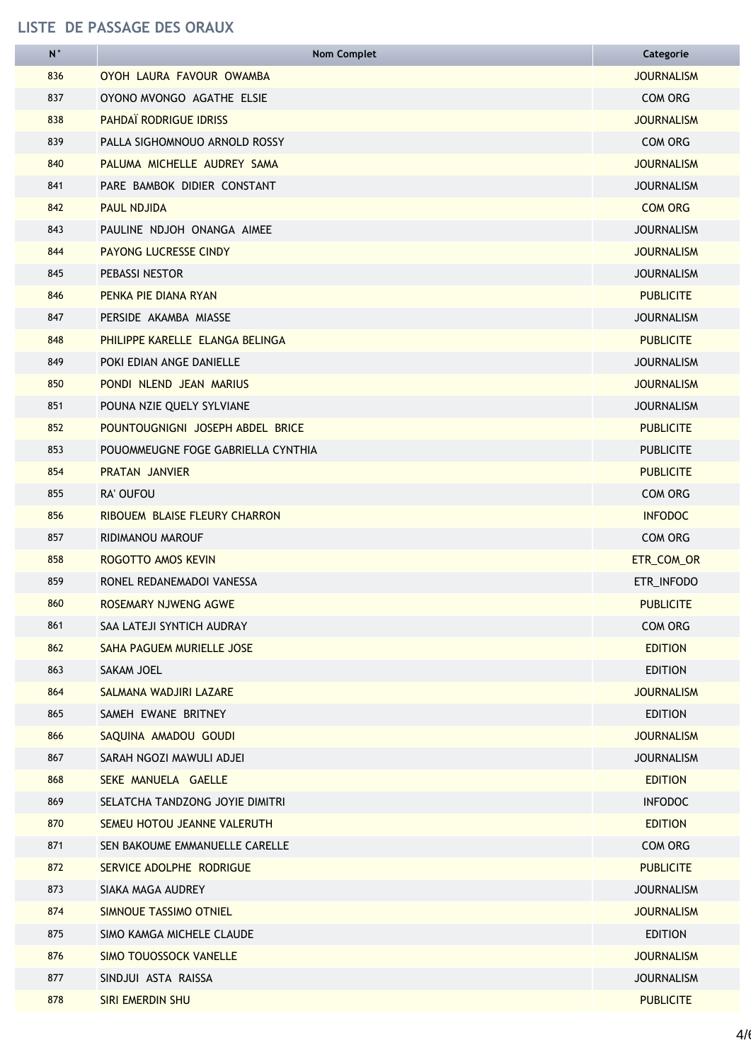## LISTE DE PASSAGE DES ORAUX

| N° | Nom Complet | Categorie |
|---|---|---|
| 836 | OYOH LAURA FAVOUR OWAMBA | JOURNALISM |
| 837 | OYONO MVONGO AGATHE ELSIE | COM ORG |
| 838 | PAHDAÏ RODRIGUE IDRISS | JOURNALISM |
| 839 | PALLA SIGHOMNOUO ARNOLD ROSSY | COM ORG |
| 840 | PALUMA MICHELLE AUDREY SAMA | JOURNALISM |
| 841 | PARE BAMBOK DIDIER CONSTANT | JOURNALISM |
| 842 | PAUL NDJIDA | COM ORG |
| 843 | PAULINE NDJOH ONANGA AIMEE | JOURNALISM |
| 844 | PAYONG LUCRESSE CINDY | JOURNALISM |
| 845 | PEBASSI NESTOR | JOURNALISM |
| 846 | PENKA PIE DIANA RYAN | PUBLICITE |
| 847 | PERSIDE AKAMBA MIASSE | JOURNALISM |
| 848 | PHILIPPE KARELLE ELANGA BELINGA | PUBLICITE |
| 849 | POKI EDIAN ANGE DANIELLE | JOURNALISM |
| 850 | PONDI NLEND JEAN MARIUS | JOURNALISM |
| 851 | POUNA NZIE QUELY SYLVIANE | JOURNALISM |
| 852 | POUNTOUGNIGNI JOSEPH ABDEL BRICE | PUBLICITE |
| 853 | POUOMMEUGNE FOGE GABRIELLA CYNTHIA | PUBLICITE |
| 854 | PRATAN JANVIER | PUBLICITE |
| 855 | RA' OUFOU | COM ORG |
| 856 | RIBOUEM BLAISE FLEURY CHARRON | INFODOC |
| 857 | RIDIMANOU MAROUF | COM ORG |
| 858 | ROGOTTO AMOS KEVIN | ETR_COM_OR |
| 859 | RONEL REDANEMADOI VANESSA | ETR_INFODO |
| 860 | ROSEMARY NJWENG AGWE | PUBLICITE |
| 861 | SAA LATEJI SYNTICH AUDRAY | COM ORG |
| 862 | SAHA PAGUEM MURIELLE JOSE | EDITION |
| 863 | SAKAM JOEL | EDITION |
| 864 | SALMANA WADJIRI LAZARE | JOURNALISM |
| 865 | SAMEH EWANE BRITNEY | EDITION |
| 866 | SAQUINA AMADOU GOUDI | JOURNALISM |
| 867 | SARAH NGOZI MAWULI ADJEI | JOURNALISM |
| 868 | SEKE MANUELA GAELLE | EDITION |
| 869 | SELATCHA TANDZONG JOYIE DIMITRI | INFODOC |
| 870 | SEMEU HOTOU JEANNE VALERUTH | EDITION |
| 871 | SEN BAKOUME EMMANUELLE CARELLE | COM ORG |
| 872 | SERVICE ADOLPHE RODRIGUE | PUBLICITE |
| 873 | SIAKA MAGA AUDREY | JOURNALISM |
| 874 | SIMNOUE TASSIMO OTNIEL | JOURNALISM |
| 875 | SIMO KAMGA MICHELE CLAUDE | EDITION |
| 876 | SIMO TOUOSSOCK VANELLE | JOURNALISM |
| 877 | SINDJUI ASTA RAISSA | JOURNALISM |
| 878 | SIRI EMERDIN SHU | PUBLICITE |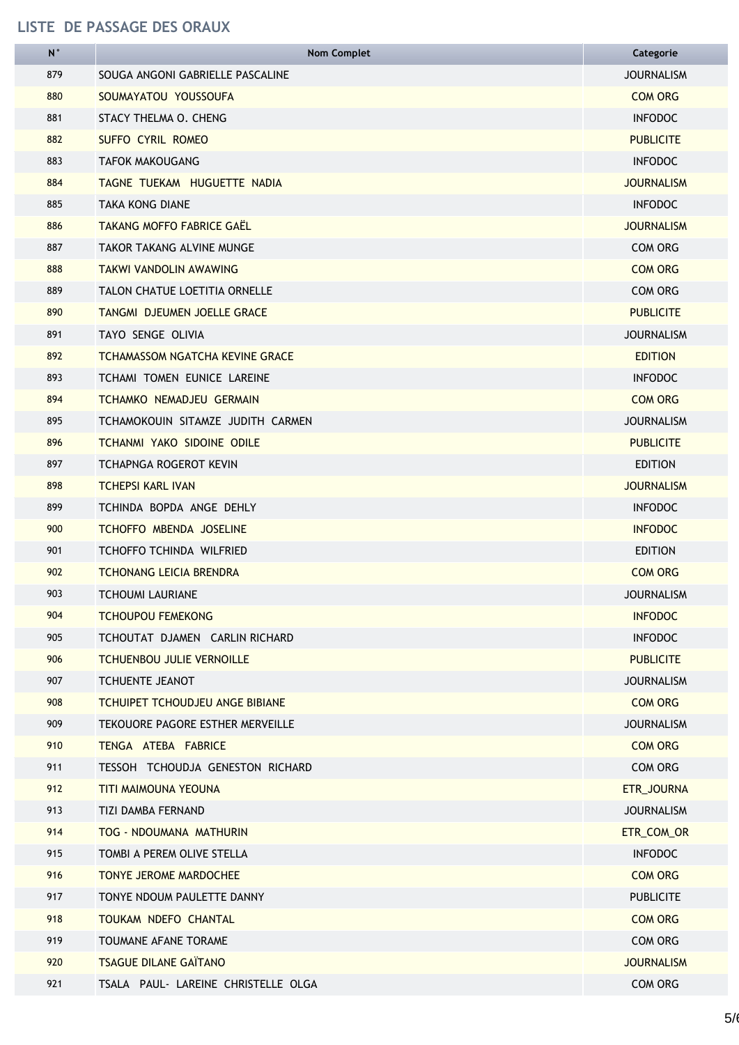## LISTE DE PASSAGE DES ORAUX

| N° | Nom Complet | Categorie |
|---|---|---|
| 879 | SOUGA ANGONI GABRIELLE PASCALINE | JOURNALISM |
| 880 | SOUMAYATOU YOUSSOUFA | COM ORG |
| 881 | STACY THELMA O. CHENG | INFODOC |
| 882 | SUFFO CYRIL ROMEO | PUBLICITE |
| 883 | TAFOK MAKOUGANG | INFODOC |
| 884 | TAGNE TUEKAM HUGUETTE NADIA | JOURNALISM |
| 885 | TAKA KONG DIANE | INFODOC |
| 886 | TAKANG MOFFO FABRICE GAËL | JOURNALISM |
| 887 | TAKOR TAKANG ALVINE MUNGE | COM ORG |
| 888 | TAKWI VANDOLIN AWAWING | COM ORG |
| 889 | TALON CHATUE LOETITIA ORNELLE | COM ORG |
| 890 | TANGMI DJEUMEN JOELLE GRACE | PUBLICITE |
| 891 | TAYO SENGE OLIVIA | JOURNALISM |
| 892 | TCHAMASSOM NGATCHA KEVINE GRACE | EDITION |
| 893 | TCHAMI TOMEN EUNICE LAREINE | INFODOC |
| 894 | TCHAMKO NEMADJEU GERMAIN | COM ORG |
| 895 | TCHAMOKOUIN SITAMZE JUDITH CARMEN | JOURNALISM |
| 896 | TCHANMI YAKO SIDOINE ODILE | PUBLICITE |
| 897 | TCHAPNGA ROGEROT KEVIN | EDITION |
| 898 | TCHEPSI KARL IVAN | JOURNALISM |
| 899 | TCHINDA BOPDA ANGE DEHLY | INFODOC |
| 900 | TCHOFFO MBENDA JOSELINE | INFODOC |
| 901 | TCHOFFO TCHINDA WILFRIED | EDITION |
| 902 | TCHONANG LEICIA BRENDRA | COM ORG |
| 903 | TCHOUMI LAURIANE | JOURNALISM |
| 904 | TCHOUPOU FEMEKONG | INFODOC |
| 905 | TCHOUTAT DJAMEN CARLIN RICHARD | INFODOC |
| 906 | TCHUENBOU JULIE VERNOILLE | PUBLICITE |
| 907 | TCHUENTE JEANOT | JOURNALISM |
| 908 | TCHUIPET TCHOUDJEU ANGE BIBIANE | COM ORG |
| 909 | TEKOUORE PAGORE ESTHER MERVEILLE | JOURNALISM |
| 910 | TENGA ATEBA FABRICE | COM ORG |
| 911 | TESSOH TCHOUDJA GENESTON RICHARD | COM ORG |
| 912 | TITI MAIMOUNA YEOUNA | ETR_JOURNA |
| 913 | TIZI DAMBA FERNAND | JOURNALISM |
| 914 | TOG - NDOUMANA MATHURIN | ETR_COM_OR |
| 915 | TOMBI A PEREM OLIVE STELLA | INFODOC |
| 916 | TONYE JEROME MARDOCHEE | COM ORG |
| 917 | TONYE NDOUM PAULETTE DANNY | PUBLICITE |
| 918 | TOUKAM NDEFO CHANTAL | COM ORG |
| 919 | TOUMANE AFANE TORAME | COM ORG |
| 920 | TSAGUE DILANE GAÏTANO | JOURNALISM |
| 921 | TSALA PAUL- LAREINE CHRISTELLE OLGA | COM ORG |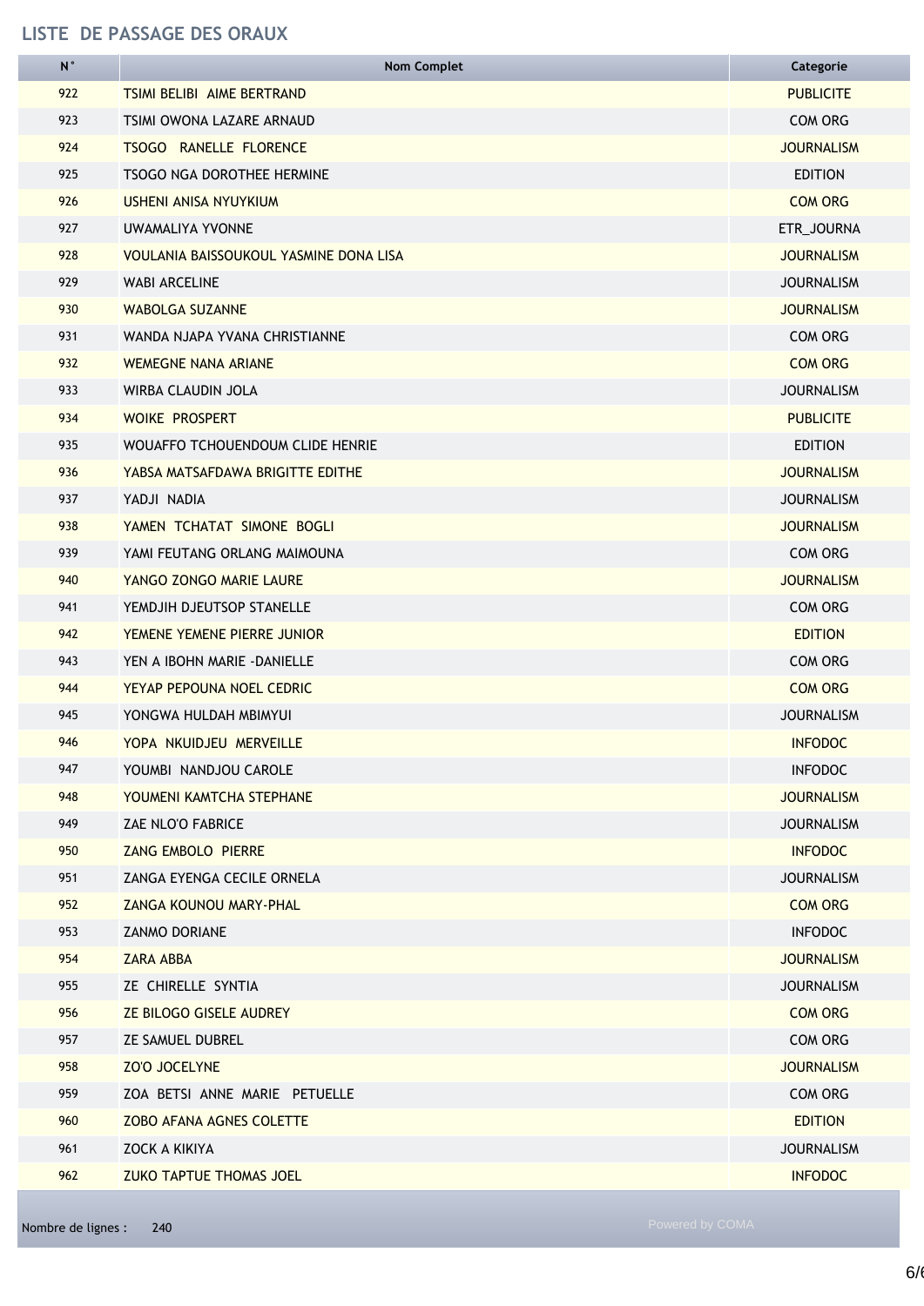## LISTE DE PASSAGE DES ORAUX

| N° | Nom Complet | Categorie |
|---|---|---|
| 922 | TSIMI BELIBI AIME BERTRAND | PUBLICITE |
| 923 | TSIMI OWONA LAZARE ARNAUD | COM ORG |
| 924 | TSOGO RANELLE FLORENCE | JOURNALISM |
| 925 | TSOGO NGA DOROTHEE HERMINE | EDITION |
| 926 | USHENI ANISA NYUYKIUM | COM ORG |
| 927 | UWAMALIYA YVONNE | ETR_JOURNA |
| 928 | VOULANIA BAISSOUKOUL YASMINE DONA LISA | JOURNALISM |
| 929 | WABI ARCELINE | JOURNALISM |
| 930 | WABOLGA SUZANNE | JOURNALISM |
| 931 | WANDA NJAPA YVANA CHRISTIANNE | COM ORG |
| 932 | WEMEGNE NANA ARIANE | COM ORG |
| 933 | WIRBA CLAUDIN JOLA | JOURNALISM |
| 934 | WOIKE PROSPERT | PUBLICITE |
| 935 | WOUAFFO TCHOUENDOUM CLIDE HENRIE | EDITION |
| 936 | YABSA MATSAFDAWA BRIGITTE EDITHE | JOURNALISM |
| 937 | YADJI NADIA | JOURNALISM |
| 938 | YAMEN TCHATAT SIMONE BOGLI | JOURNALISM |
| 939 | YAMI FEUTANG ORLANG MAIMOUNA | COM ORG |
| 940 | YANGO ZONGO MARIE LAURE | JOURNALISM |
| 941 | YEMDJIH DJEUTSOP STANELLE | COM ORG |
| 942 | YEMENE YEMENE PIERRE JUNIOR | EDITION |
| 943 | YEN A IBOHN MARIE -DANIELLE | COM ORG |
| 944 | YEYAP PEPOUNA NOEL CEDRIC | COM ORG |
| 945 | YONGWA HULDAH MBIMYUI | JOURNALISM |
| 946 | YOPA NKUIDJEU MERVEILLE | INFODOC |
| 947 | YOUMBI NANDJOU CAROLE | INFODOC |
| 948 | YOUMENI KAMTCHA STEPHANE | JOURNALISM |
| 949 | ZAE NLO'O FABRICE | JOURNALISM |
| 950 | ZANG EMBOLO PIERRE | INFODOC |
| 951 | ZANGA EYENGA CECILE ORNELA | JOURNALISM |
| 952 | ZANGA KOUNOU MARY-PHAL | COM ORG |
| 953 | ZANMO DORIANE | INFODOC |
| 954 | ZARA ABBA | JOURNALISM |
| 955 | ZE CHIRELLE SYNTIA | JOURNALISM |
| 956 | ZE BILOGO GISELE AUDREY | COM ORG |
| 957 | ZE SAMUEL DUBREL | COM ORG |
| 958 | ZO'O JOCELYNE | JOURNALISM |
| 959 | ZOA BETSI ANNE MARIE PETUELLE | COM ORG |
| 960 | ZOBO AFANA AGNES COLETTE | EDITION |
| 961 | ZOCK A KIKIYA | JOURNALISM |
| 962 | ZUKO TAPTUE THOMAS JOEL | INFODOC |

Nombre de lignes : 240

Powered by COMA